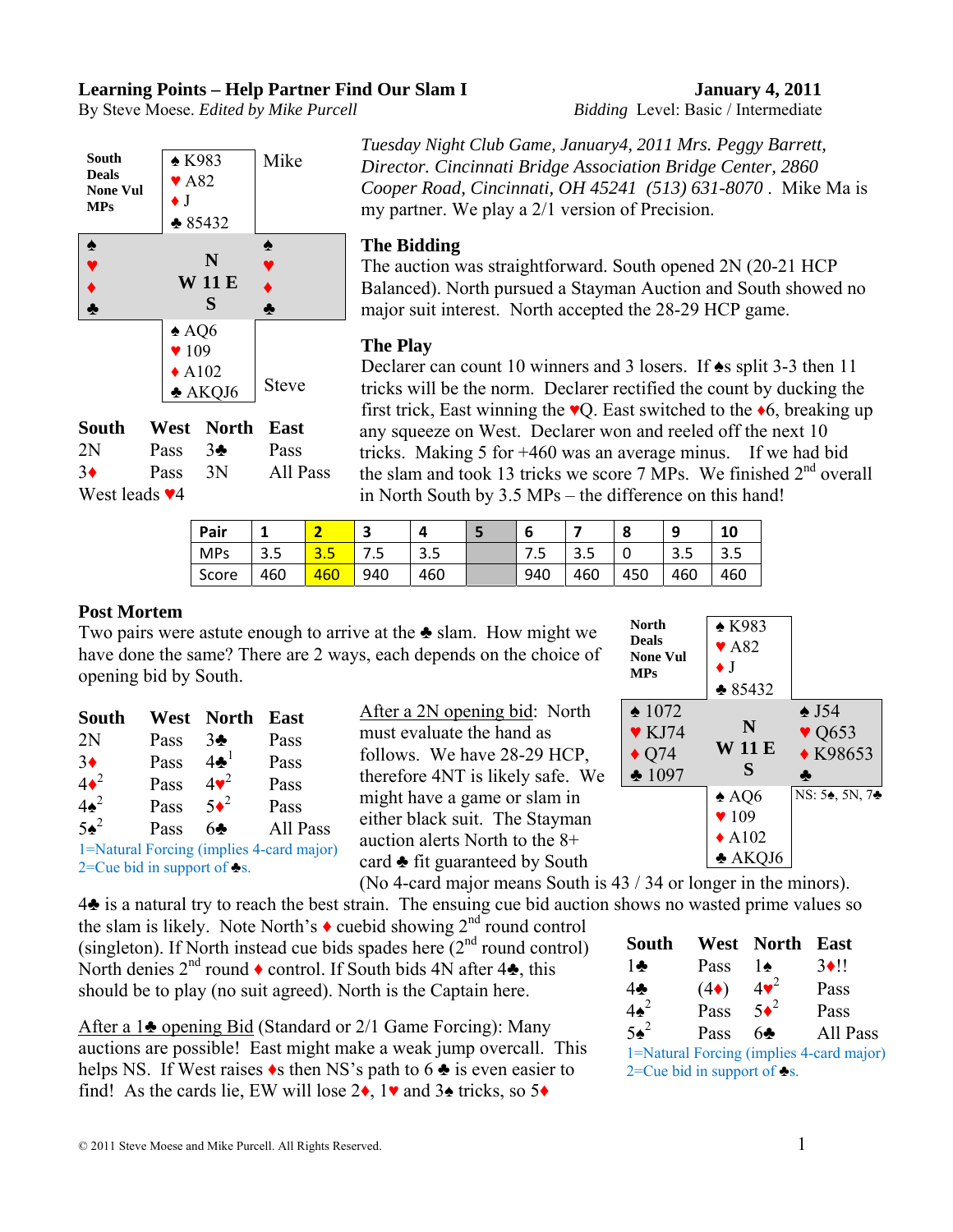# Learning Points – Help Partner Find Our Slam I

**January 4, 2011**

By Steve Moese. *Edited by Mike Purcell*

*Bidding* Level: Basic / Intermediate

**South Deals, None Vul, MPs**

| | North (Mike) | |
|---|---|---|
| | ♠ K983<br>♥ A82<br>♦ J<br>♣ 85432 | |
| West<br>♠<br>♥<br>♦<br>♣ | N<br>W 11 E<br>S | East<br>♠<br>♥<br>♦<br>♣ |
| | ♠ AQ6<br>♥ 109<br>♦ A102<br>♣ AKQJ6 | |
| | South (Steve) | |

| South | West | North | East |
|---|---|---|---|
| 2N | Pass | 3♣ | Pass |
| 3♦ | Pass | 3N | All Pass |

West leads ♥4

*Tuesday Night Club Game, January4, 2011 Mrs. Peggy Barrett, Director. Cincinnati Bridge Association Bridge Center, 2860 Cooper Road, Cincinnati, OH 45241 (513) 631-8070* . Mike Ma is my partner. We play a 2/1 version of Precision.

## The Bidding

The auction was straightforward. South opened 2N (20-21 HCP Balanced). North pursued a Stayman Auction and South showed no major suit interest. North accepted the 28-29 HCP game.

## The Play

Declarer can count 10 winners and 3 losers. If ♠s split 3-3 then 11 tricks will be the norm. Declarer rectified the count by ducking the first trick, East winning the ♥Q. East switched to the ♦6, breaking up any squeeze on West. Declarer won and reeled off the next 10 tricks. Making 5 for +460 was an average minus. If we had bid the slam and took 13 tricks we score 7 MPs. We finished 2nd overall in North South by 3.5 MPs – the difference on this hand!

| Pair | 1 | 2 | 3 | 4 | 5 | 6 | 7 | 8 | 9 | 10 |
|---|---|---|---|---|---|---|---|---|---|---|
| MPs | 3.5 | 3.5 | 7.5 | 3.5 | | 7.5 | 3.5 | 0 | 3.5 | 3.5 |
| Score | 460 | 460 | 940 | 460 | | 940 | 460 | 450 | 460 | 460 |

## Post Mortem

Two pairs were astute enough to arrive at the ♣ slam. How might we have done the same? There are 2 ways, each depends on the choice of opening bid by South.

**North Deals, None Vul, MPs**

| | North | |
|---|---|---|
| | ♠ K983<br>♥ A82<br>♦ J<br>♣ 85432 | |
| West<br>♠ 1072<br>♥ KJ74<br>♦ Q74<br>♣ 1097 | N<br>W 11 E<br>S | East<br>♠ J54<br>♥ Q653<br>♦ K98653<br>♣ |
| | ♠ AQ6<br>♥ 109<br>♦ A102<br>♣ AKQJ6 | NS: 5♠, 5N, 7♣ |

| South | West | North | East |
|---|---|---|---|
| 2N | Pass | 3♣ | Pass |
| 3♦ | Pass | 4♣[1] | Pass |
| 4♦[2] | Pass | 4♥[2] | Pass |
| 4♠[2] | Pass | 5♦[2] | Pass |
| 5♠[2] | Pass | 6♣ | All Pass |

1=Natural Forcing (implies 4-card major)
2=Cue bid in support of ♣s.

After a 2N opening bid: North must evaluate the hand as follows. We have 28-29 HCP, therefore 4NT is likely safe. We might have a game or slam in either black suit. The Stayman auction alerts North to the 8+ card ♣ fit guaranteed by South (No 4-card major means South is 43 / 34 or longer in the minors). 4♣ is a natural try to reach the best strain. The ensuing cue bid auction shows no wasted prime values so the slam is likely. Note North's ♦ cuebid showing 2nd round control (singleton). If North instead cue bids spades here (2nd round control) North denies 2nd round ♦ control. If South bids 4N after 4♣, this should be to play (no suit agreed). North is the Captain here.

| South | West | North | East |
|---|---|---|---|
| 1♣ | Pass | 1♠ | 3♦!! |
| 4♣ | (4♦) | 4♥[2] | Pass |
| 4♠[2] | Pass | 5♦[2] | Pass |
| 5♠[2] | Pass | 6♣ | All Pass |

1=Natural Forcing (implies 4-card major)
2=Cue bid in support of ♣s.

After a 1♣ opening Bid (Standard or 2/1 Game Forcing): Many auctions are possible! East might make a weak jump overcall. This helps NS. If West raises ♦s then NS's path to 6 ♣ is even easier to find! As the cards lie, EW will lose 2♦, 1♥ and 3♠ tricks, so 5♦

© 2011 Steve Moese and Mike Purcell. All Rights Reserved.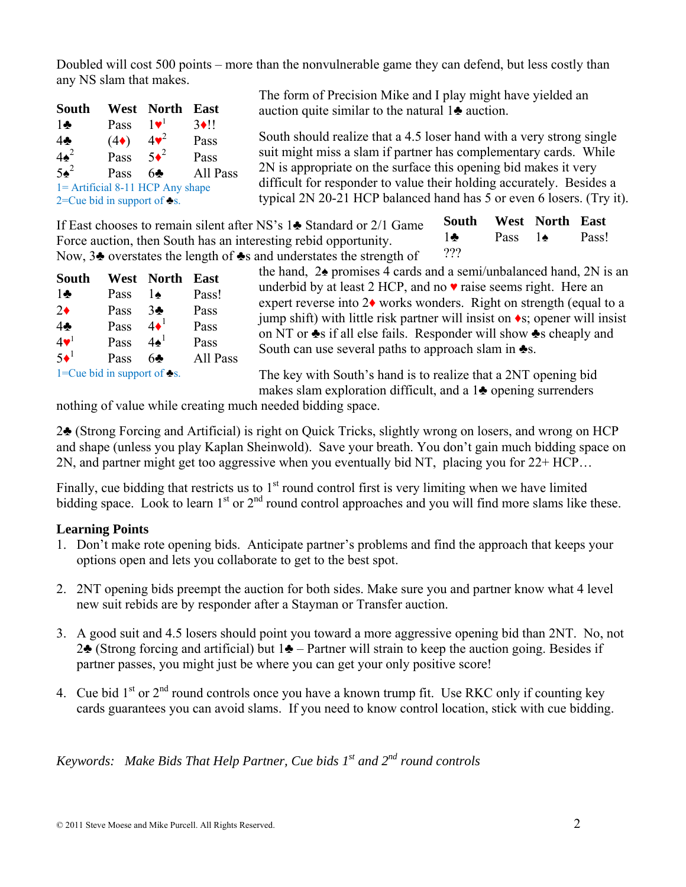Doubled will cost 500 points – more than the nonvulnerable game they can defend, but less costly than any NS slam that makes.

| South | West | North | East |
|---|---|---|---|
| 1♣ | Pass | 1♥[1] | 3♦!! |
| 4♣ | (4♦) | 4♥[2] | Pass |
| 4♠[2] | Pass | 5♦[2] | Pass |
| 5♠[2] | Pass | 6♣ | All Pass |

1= Artificial 8-11 HCP Any shape
2=Cue bid in support of ♣s.

The form of Precision Mike and I play might have yielded an auction quite similar to the natural 1♣ auction.

South should realize that a 4.5 loser hand with a very strong single suit might miss a slam if partner has complementary cards. While 2N is appropriate on the surface this opening bid makes it very difficult for responder to value their holding accurately. Besides a typical 2N 20-21 HCP balanced hand has 5 or even 6 losers. (Try it).

If East chooses to remain silent after NS's 1♣ Standard or 2/1 Game Force auction, then South has an interesting rebid opportunity. Now, 3♣ overstates the length of ♣s and understates the strength of the hand, 2♠ promises 4 cards and a semi/unbalanced hand, 2N is an underbid by at least 2 HCP, and no ♥ raise seems right. Here an expert reverse into 2♦ works wonders. Right on strength (equal to a jump shift) with little risk partner will insist on ♦s; opener will insist on NT or ♣s if all else fails. Responder will show ♣s cheaply and South can use several paths to approach slam in ♣s.

| South | West | North | East |
|---|---|---|---|
| 1♣ | Pass | 1♠ | Pass! |
| ??? | | | |

| South | West | North | East |
|---|---|---|---|
| 1♣ | Pass | 1♠ | Pass! |
| 2♦ | Pass | 3♣ | Pass |
| 4♣ | Pass | 4♦[1] | Pass |
| 4♥[1] | Pass | 4♠[1] | Pass |
| 5♦[1] | Pass | 6♣ | All Pass |

1=Cue bid in support of ♣s.

The key with South's hand is to realize that a 2NT opening bid makes slam exploration difficult, and a 1♣ opening surrenders nothing of value while creating much needed bidding space.

2♣ (Strong Forcing and Artificial) is right on Quick Tricks, slightly wrong on losers, and wrong on HCP and shape (unless you play Kaplan Sheinwold). Save your breath. You don't gain much bidding space on 2N, and partner might get too aggressive when you eventually bid NT, placing you for 22+ HCP…

Finally, cue bidding that restricts us to 1st round control first is very limiting when we have limited bidding space. Look to learn 1st or 2nd round control approaches and you will find more slams like these.

**Learning Points**

1. Don't make rote opening bids. Anticipate partner's problems and find the approach that keeps your options open and lets you collaborate to get to the best spot.

2. 2NT opening bids preempt the auction for both sides. Make sure you and partner know what 4 level new suit rebids are by responder after a Stayman or Transfer auction.

3. A good suit and 4.5 losers should point you toward a more aggressive opening bid than 2NT. No, not 2♣ (Strong forcing and artificial) but 1♣ – Partner will strain to keep the auction going. Besides if partner passes, you might just be where you can get your only positive score!

4. Cue bid 1st or 2nd round controls once you have a known trump fit. Use RKC only if counting key cards guarantees you can avoid slams. If you need to know control location, stick with cue bidding.

*Keywords: Make Bids That Help Partner, Cue bids 1st and 2nd round controls*

© 2011 Steve Moese and Mike Purcell. All Rights Reserved.